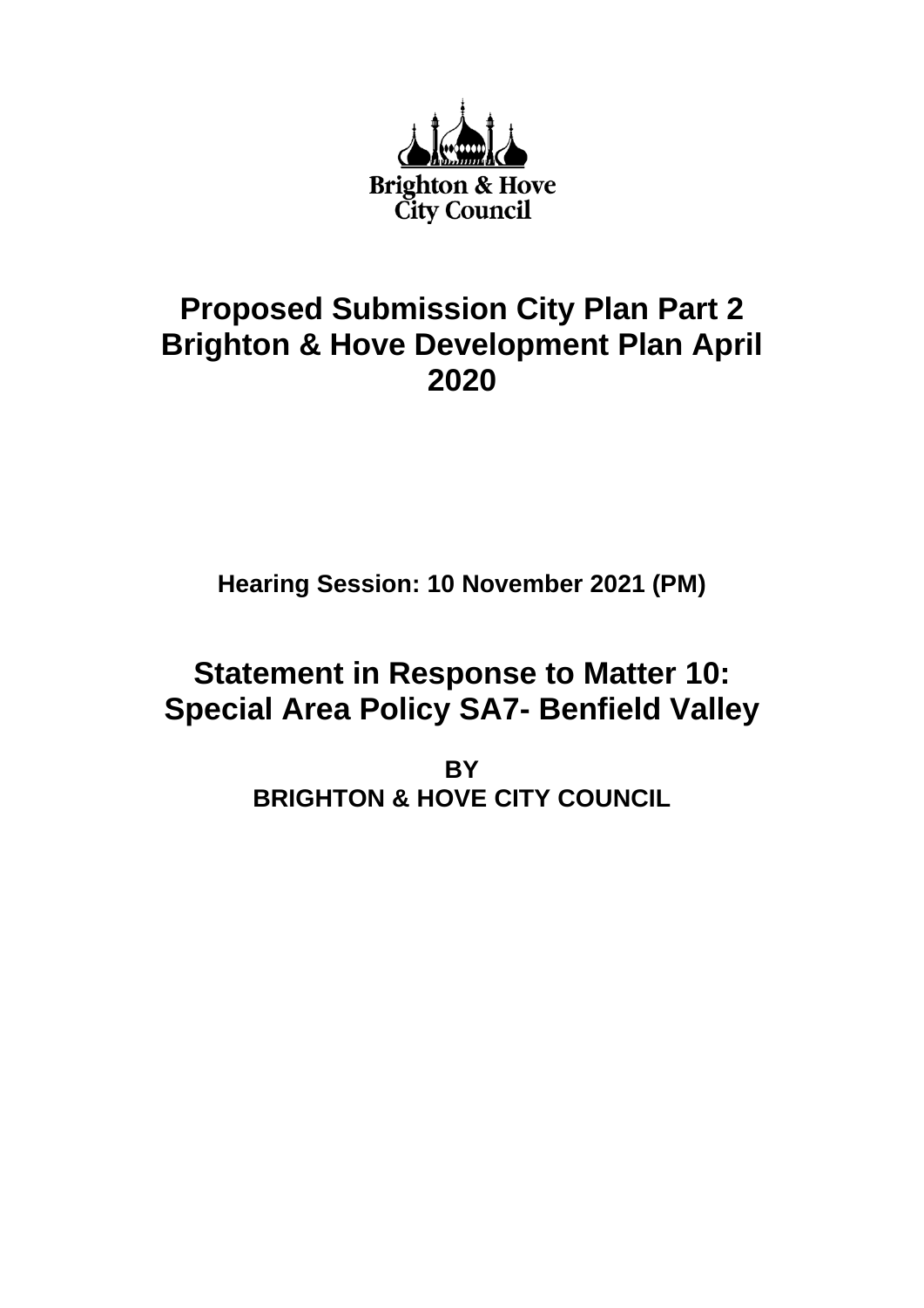Brighton & Hove City Council

# Proposed Submission City Plan Part 2 Brighton & Hove Development Plan April 2020

**Hearing Session: 10 November 2021 (PM)**

# Statement in Response to Matter 10: Special Area Policy SA7- Benfield Valley

**BY**
**BRIGHTON & HOVE CITY COUNCIL**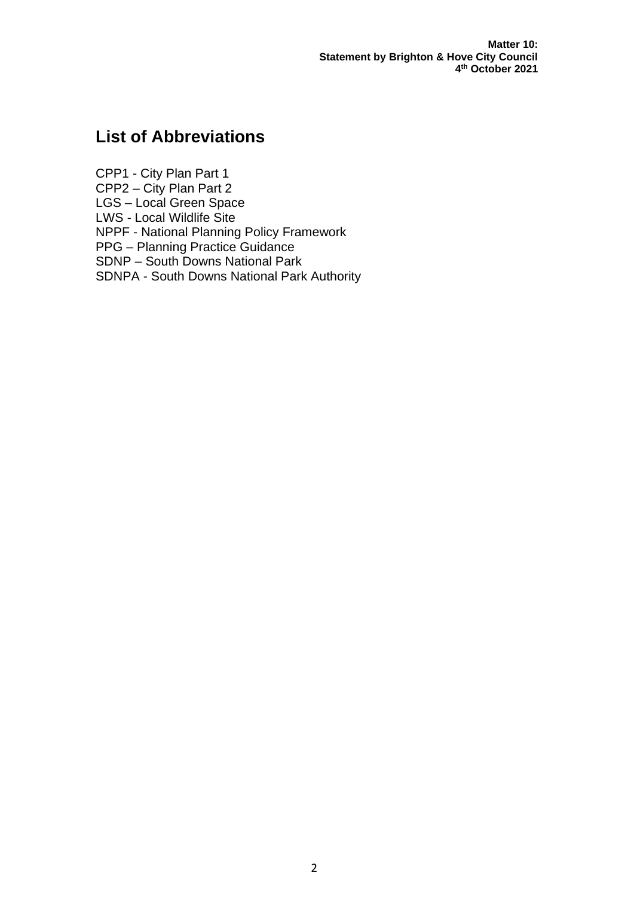## List of Abbreviations

CPP1 - City Plan Part 1
CPP2 – City Plan Part 2
LGS – Local Green Space
LWS - Local Wildlife Site
NPPF - National Planning Policy Framework
PPG – Planning Practice Guidance
SDNP – South Downs National Park
SDNPA - South Downs National Park Authority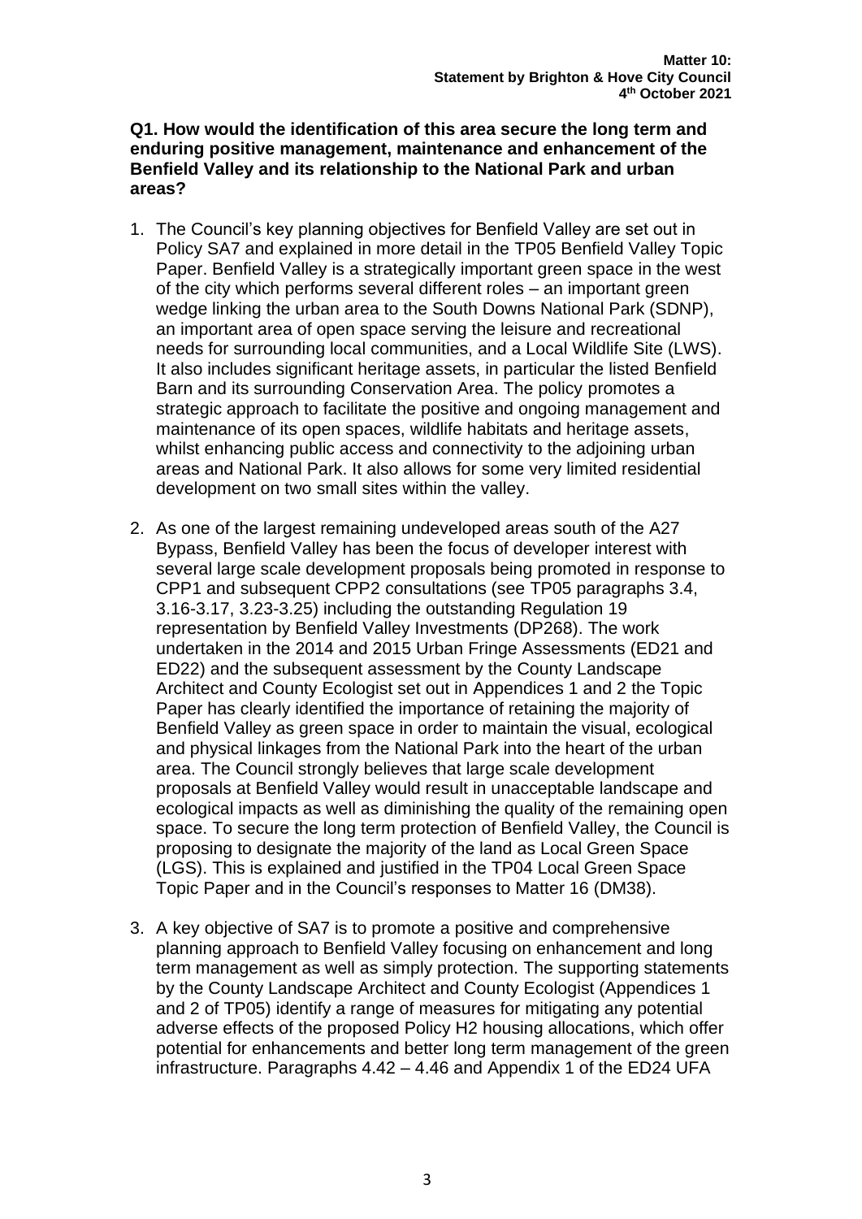**Q1. How would the identification of this area secure the long term and enduring positive management, maintenance and enhancement of the Benfield Valley and its relationship to the National Park and urban areas?**

1. The Council's key planning objectives for Benfield Valley are set out in Policy SA7 and explained in more detail in the TP05 Benfield Valley Topic Paper. Benfield Valley is a strategically important green space in the west of the city which performs several different roles – an important green wedge linking the urban area to the South Downs National Park (SDNP), an important area of open space serving the leisure and recreational needs for surrounding local communities, and a Local Wildlife Site (LWS). It also includes significant heritage assets, in particular the listed Benfield Barn and its surrounding Conservation Area. The policy promotes a strategic approach to facilitate the positive and ongoing management and maintenance of its open spaces, wildlife habitats and heritage assets, whilst enhancing public access and connectivity to the adjoining urban areas and National Park. It also allows for some very limited residential development on two small sites within the valley.

2. As one of the largest remaining undeveloped areas south of the A27 Bypass, Benfield Valley has been the focus of developer interest with several large scale development proposals being promoted in response to CPP1 and subsequent CPP2 consultations (see TP05 paragraphs 3.4, 3.16-3.17, 3.23-3.25) including the outstanding Regulation 19 representation by Benfield Valley Investments (DP268). The work undertaken in the 2014 and 2015 Urban Fringe Assessments (ED21 and ED22) and the subsequent assessment by the County Landscape Architect and County Ecologist set out in Appendices 1 and 2 the Topic Paper has clearly identified the importance of retaining the majority of Benfield Valley as green space in order to maintain the visual, ecological and physical linkages from the National Park into the heart of the urban area. The Council strongly believes that large scale development proposals at Benfield Valley would result in unacceptable landscape and ecological impacts as well as diminishing the quality of the remaining open space. To secure the long term protection of Benfield Valley, the Council is proposing to designate the majority of the land as Local Green Space (LGS). This is explained and justified in the TP04 Local Green Space Topic Paper and in the Council's responses to Matter 16 (DM38).

3. A key objective of SA7 is to promote a positive and comprehensive planning approach to Benfield Valley focusing on enhancement and long term management as well as simply protection. The supporting statements by the County Landscape Architect and County Ecologist (Appendices 1 and 2 of TP05) identify a range of measures for mitigating any potential adverse effects of the proposed Policy H2 housing allocations, which offer potential for enhancements and better long term management of the green infrastructure. Paragraphs 4.42 – 4.46 and Appendix 1 of the ED24 UFA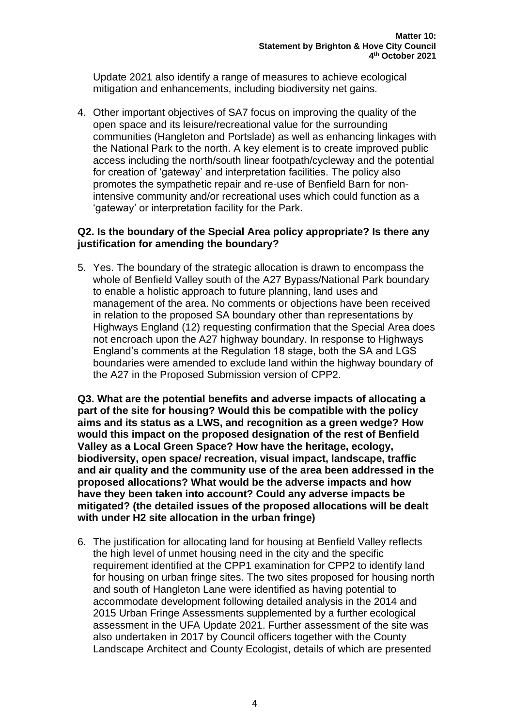Update 2021 also identify a range of measures to achieve ecological mitigation and enhancements, including biodiversity net gains.

4. Other important objectives of SA7 focus on improving the quality of the open space and its leisure/recreational value for the surrounding communities (Hangleton and Portslade) as well as enhancing linkages with the National Park to the north. A key element is to create improved public access including the north/south linear footpath/cycleway and the potential for creation of 'gateway' and interpretation facilities. The policy also promotes the sympathetic repair and re-use of Benfield Barn for non-intensive community and/or recreational uses which could function as a 'gateway' or interpretation facility for the Park.

**Q2. Is the boundary of the Special Area policy appropriate? Is there any justification for amending the boundary?**

5. Yes. The boundary of the strategic allocation is drawn to encompass the whole of Benfield Valley south of the A27 Bypass/National Park boundary to enable a holistic approach to future planning, land uses and management of the area. No comments or objections have been received in relation to the proposed SA boundary other than representations by Highways England (12) requesting confirmation that the Special Area does not encroach upon the A27 highway boundary. In response to Highways England's comments at the Regulation 18 stage, both the SA and LGS boundaries were amended to exclude land within the highway boundary of the A27 in the Proposed Submission version of CPP2.

**Q3. What are the potential benefits and adverse impacts of allocating a part of the site for housing? Would this be compatible with the policy aims and its status as a LWS, and recognition as a green wedge? How would this impact on the proposed designation of the rest of Benfield Valley as a Local Green Space? How have the heritage, ecology, biodiversity, open space/ recreation, visual impact, landscape, traffic and air quality and the community use of the area been addressed in the proposed allocations? What would be the adverse impacts and how have they been taken into account? Could any adverse impacts be mitigated? (the detailed issues of the proposed allocations will be dealt with under H2 site allocation in the urban fringe)**

6. The justification for allocating land for housing at Benfield Valley reflects the high level of unmet housing need in the city and the specific requirement identified at the CPP1 examination for CPP2 to identify land for housing on urban fringe sites. The two sites proposed for housing north and south of Hangleton Lane were identified as having potential to accommodate development following detailed analysis in the 2014 and 2015 Urban Fringe Assessments supplemented by a further ecological assessment in the UFA Update 2021. Further assessment of the site was also undertaken in 2017 by Council officers together with the County Landscape Architect and County Ecologist, details of which are presented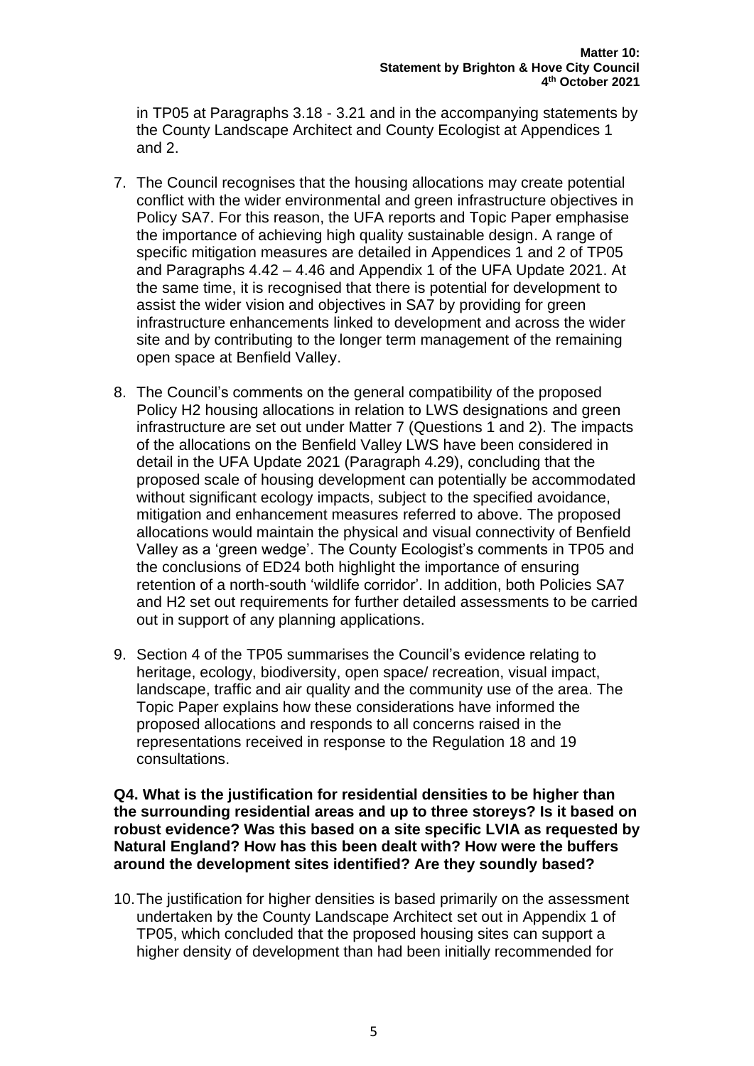in TP05 at Paragraphs 3.18 - 3.21 and in the accompanying statements by the County Landscape Architect and County Ecologist at Appendices 1 and 2.

7. The Council recognises that the housing allocations may create potential conflict with the wider environmental and green infrastructure objectives in Policy SA7. For this reason, the UFA reports and Topic Paper emphasise the importance of achieving high quality sustainable design. A range of specific mitigation measures are detailed in Appendices 1 and 2 of TP05 and Paragraphs 4.42 – 4.46 and Appendix 1 of the UFA Update 2021. At the same time, it is recognised that there is potential for development to assist the wider vision and objectives in SA7 by providing for green infrastructure enhancements linked to development and across the wider site and by contributing to the longer term management of the remaining open space at Benfield Valley.

8. The Council's comments on the general compatibility of the proposed Policy H2 housing allocations in relation to LWS designations and green infrastructure are set out under Matter 7 (Questions 1 and 2). The impacts of the allocations on the Benfield Valley LWS have been considered in detail in the UFA Update 2021 (Paragraph 4.29), concluding that the proposed scale of housing development can potentially be accommodated without significant ecology impacts, subject to the specified avoidance, mitigation and enhancement measures referred to above. The proposed allocations would maintain the physical and visual connectivity of Benfield Valley as a 'green wedge'. The County Ecologist's comments in TP05 and the conclusions of ED24 both highlight the importance of ensuring retention of a north-south 'wildlife corridor'. In addition, both Policies SA7 and H2 set out requirements for further detailed assessments to be carried out in support of any planning applications.

9. Section 4 of the TP05 summarises the Council's evidence relating to heritage, ecology, biodiversity, open space/ recreation, visual impact, landscape, traffic and air quality and the community use of the area. The Topic Paper explains how these considerations have informed the proposed allocations and responds to all concerns raised in the representations received in response to the Regulation 18 and 19 consultations.

**Q4. What is the justification for residential densities to be higher than the surrounding residential areas and up to three storeys? Is it based on robust evidence? Was this based on a site specific LVIA as requested by Natural England? How has this been dealt with? How were the buffers around the development sites identified? Are they soundly based?**

10. The justification for higher densities is based primarily on the assessment undertaken by the County Landscape Architect set out in Appendix 1 of TP05, which concluded that the proposed housing sites can support a higher density of development than had been initially recommended for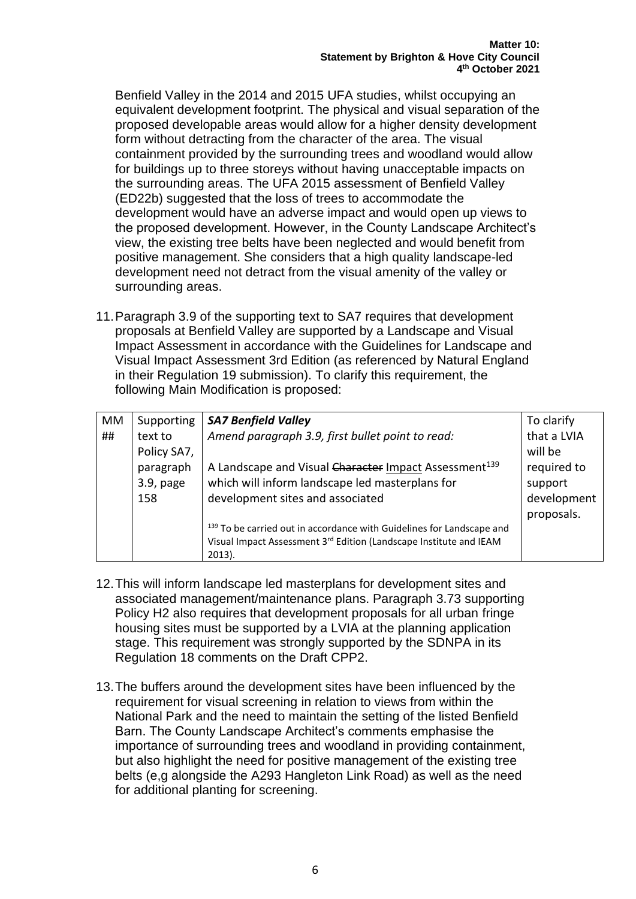Benfield Valley in the 2014 and 2015 UFA studies, whilst occupying an equivalent development footprint. The physical and visual separation of the proposed developable areas would allow for a higher density development form without detracting from the character of the area. The visual containment provided by the surrounding trees and woodland would allow for buildings up to three storeys without having unacceptable impacts on the surrounding areas. The UFA 2015 assessment of Benfield Valley (ED22b) suggested that the loss of trees to accommodate the development would have an adverse impact and would open up views to the proposed development. However, in the County Landscape Architect's view, the existing tree belts have been neglected and would benefit from positive management. She considers that a high quality landscape-led development need not detract from the visual amenity of the valley or surrounding areas.

11. Paragraph 3.9 of the supporting text to SA7 requires that development proposals at Benfield Valley are supported by a Landscape and Visual Impact Assessment in accordance with the Guidelines for Landscape and Visual Impact Assessment 3rd Edition (as referenced by Natural England in their Regulation 19 submission). To clarify this requirement, the following Main Modification is proposed:

| MM ## | Supporting text to Policy SA7, paragraph 3.9, page 158 | ***SA7 Benfield Valley*** <br> *Amend paragraph 3.9, first bullet point to read:* <br><br> A Landscape and Visual ~~Character~~ Impact Assessment[139] which will inform landscape led masterplans for development sites and associated <br><br> [139] To be carried out in accordance with Guidelines for Landscape and Visual Impact Assessment 3rd Edition (Landscape Institute and IEAM 2013). | To clarify that a LVIA will be required to support development proposals. |
|---|---|---|---|

12. This will inform landscape led masterplans for development sites and associated management/maintenance plans. Paragraph 3.73 supporting Policy H2 also requires that development proposals for all urban fringe housing sites must be supported by a LVIA at the planning application stage. This requirement was strongly supported by the SDNPA in its Regulation 18 comments on the Draft CPP2.

13. The buffers around the development sites have been influenced by the requirement for visual screening in relation to views from within the National Park and the need to maintain the setting of the listed Benfield Barn. The County Landscape Architect's comments emphasise the importance of surrounding trees and woodland in providing containment, but also highlight the need for positive management of the existing tree belts (e,g alongside the A293 Hangleton Link Road) as well as the need for additional planting for screening.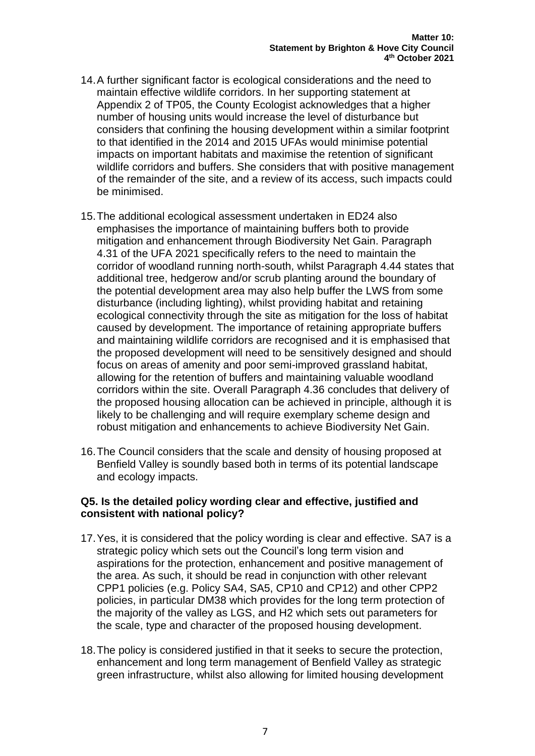14. A further significant factor is ecological considerations and the need to maintain effective wildlife corridors. In her supporting statement at Appendix 2 of TP05, the County Ecologist acknowledges that a higher number of housing units would increase the level of disturbance but considers that confining the housing development within a similar footprint to that identified in the 2014 and 2015 UFAs would minimise potential impacts on important habitats and maximise the retention of significant wildlife corridors and buffers. She considers that with positive management of the remainder of the site, and a review of its access, such impacts could be minimised.

15. The additional ecological assessment undertaken in ED24 also emphasises the importance of maintaining buffers both to provide mitigation and enhancement through Biodiversity Net Gain. Paragraph 4.31 of the UFA 2021 specifically refers to the need to maintain the corridor of woodland running north-south, whilst Paragraph 4.44 states that additional tree, hedgerow and/or scrub planting around the boundary of the potential development area may also help buffer the LWS from some disturbance (including lighting), whilst providing habitat and retaining ecological connectivity through the site as mitigation for the loss of habitat caused by development. The importance of retaining appropriate buffers and maintaining wildlife corridors are recognised and it is emphasised that the proposed development will need to be sensitively designed and should focus on areas of amenity and poor semi-improved grassland habitat, allowing for the retention of buffers and maintaining valuable woodland corridors within the site. Overall Paragraph 4.36 concludes that delivery of the proposed housing allocation can be achieved in principle, although it is likely to be challenging and will require exemplary scheme design and robust mitigation and enhancements to achieve Biodiversity Net Gain.

16. The Council considers that the scale and density of housing proposed at Benfield Valley is soundly based both in terms of its potential landscape and ecology impacts.

**Q5. Is the detailed policy wording clear and effective, justified and consistent with national policy?**

17. Yes, it is considered that the policy wording is clear and effective. SA7 is a strategic policy which sets out the Council's long term vision and aspirations for the protection, enhancement and positive management of the area. As such, it should be read in conjunction with other relevant CPP1 policies (e.g. Policy SA4, SA5, CP10 and CP12) and other CPP2 policies, in particular DM38 which provides for the long term protection of the majority of the valley as LGS, and H2 which sets out parameters for the scale, type and character of the proposed housing development.

18. The policy is considered justified in that it seeks to secure the protection, enhancement and long term management of Benfield Valley as strategic green infrastructure, whilst also allowing for limited housing development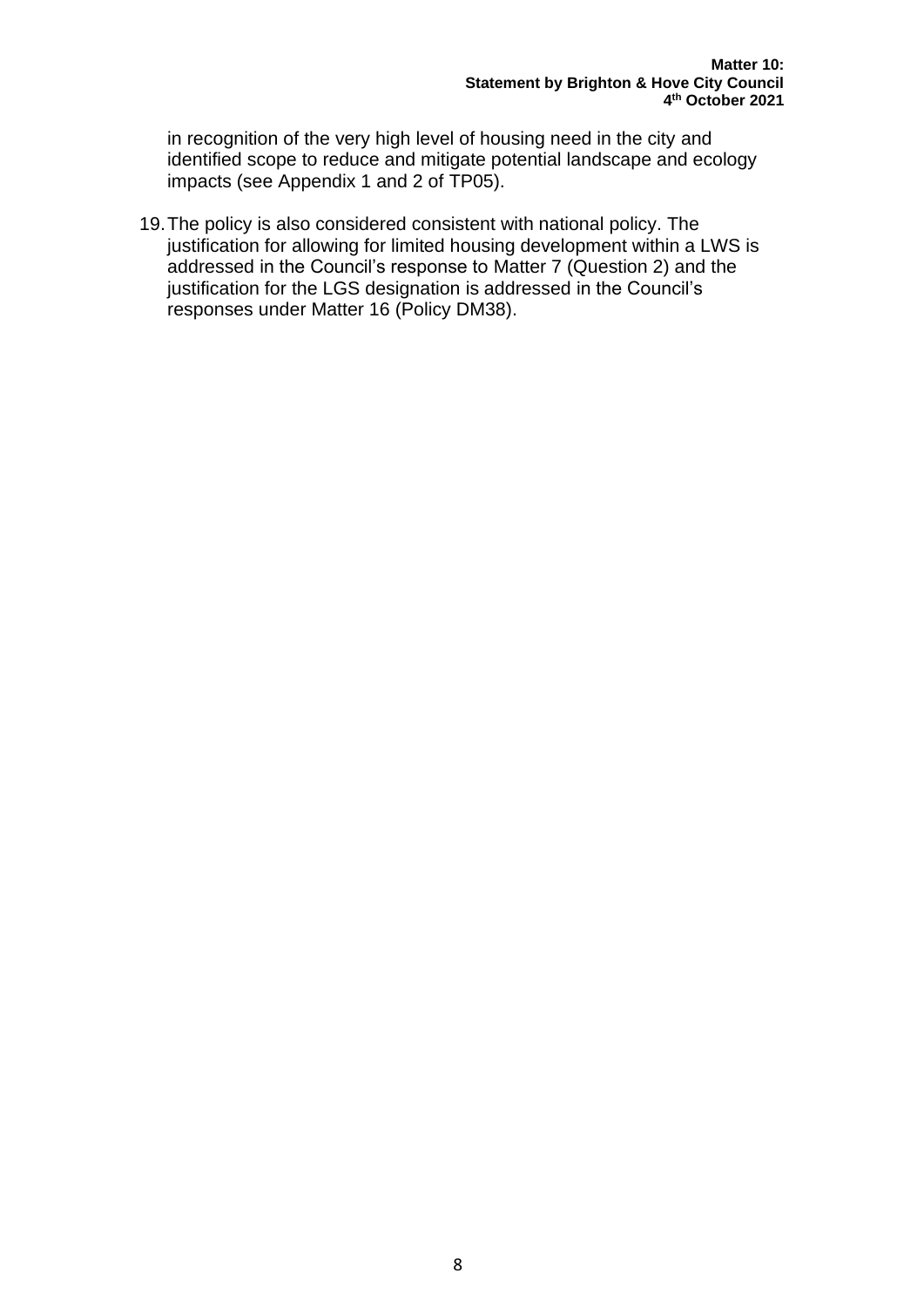in recognition of the very high level of housing need in the city and identified scope to reduce and mitigate potential landscape and ecology impacts (see Appendix 1 and 2 of TP05).

19. The policy is also considered consistent with national policy. The justification for allowing for limited housing development within a LWS is addressed in the Council's response to Matter 7 (Question 2) and the justification for the LGS designation is addressed in the Council's responses under Matter 16 (Policy DM38).